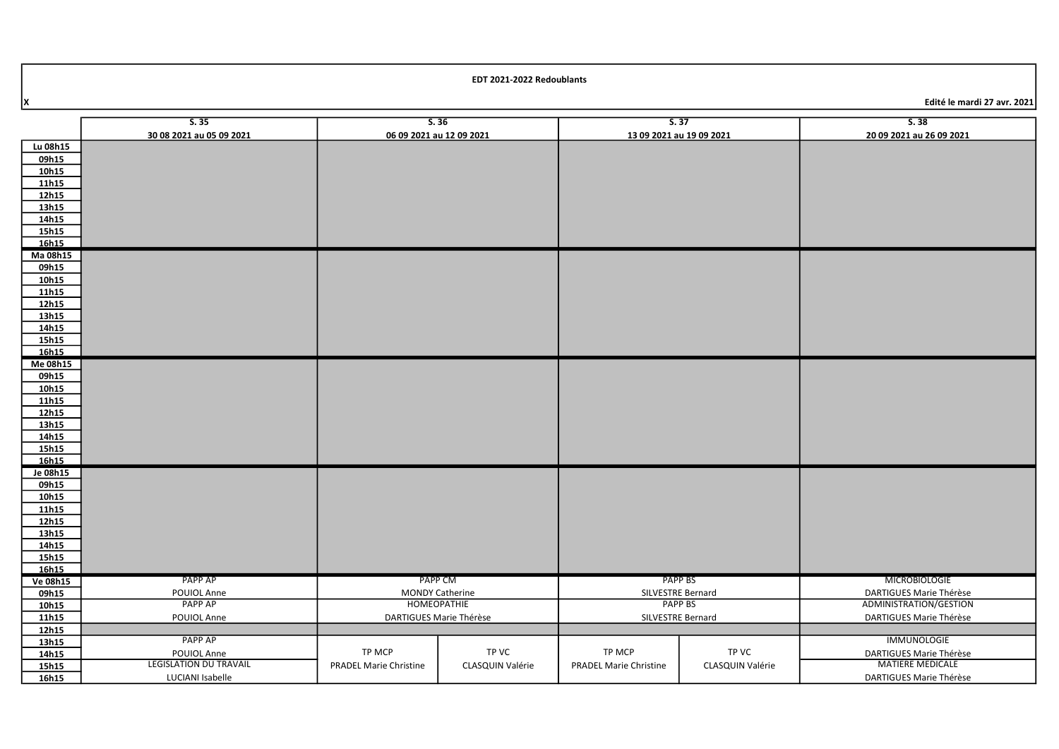**EDT 2021-2022 Redoublants**

X

Edité le mardi 27 avr. 2021

| | S. 35<br>30 08 2021 au 05 09 2021 | | S. 36<br>06 09 2021 au 12 09 2021 | | S. 37<br>13 09 2021 au 19 09 2021 | | S. 38<br>20 09 2021 au 26 09 2021 |
|---|---|---|---|---|---|---|---|
| Lu 08h15 | | | | | | | |
| 09h15 | | | | | | | |
| 10h15 | | | | | | | |
| 11h15 | | | | | | | |
| 12h15 | | | | | | | |
| 13h15 | | | | | | | |
| 14h15 | | | | | | | |
| 15h15 | | | | | | | |
| 16h15 | | | | | | | |
| Ma 08h15 | | | | | | | |
| 09h15 | | | | | | | |
| 10h15 | | | | | | | |
| 11h15 | | | | | | | |
| 12h15 | | | | | | | |
| 13h15 | | | | | | | |
| 14h15 | | | | | | | |
| 15h15 | | | | | | | |
| 16h15 | | | | | | | |
| Me 08h15 | | | | | | | |
| 09h15 | | | | | | | |
| 10h15 | | | | | | | |
| 11h15 | | | | | | | |
| 12h15 | | | | | | | |
| 13h15 | | | | | | | |
| 14h15 | | | | | | | |
| 15h15 | | | | | | | |
| 16h15 | | | | | | | |
| Je 08h15 | | | | | | | |
| 09h15 | | | | | | | |
| 10h15 | | | | | | | |
| 11h15 | | | | | | | |
| 12h15 | | | | | | | |
| 13h15 | | | | | | | |
| 14h15 | | | | | | | |
| 15h15 | | | | | | | |
| 16h15 | | | | | | | |
| Ve 08h15 - 09h15 | PAPP AP<br>POUIOL Anne | | PAPP CM<br>MONDY Catherine | | PAPP BS<br>SILVESTRE Bernard | | MICROBIOLOGIE<br>DARTIGUES Marie Thérèse |
| 10h15 - 11h15 | PAPP AP<br>POUIOL Anne | | HOMEOPATHIE<br>DARTIGUES Marie Thérèse | | PAPP BS<br>SILVESTRE Bernard | | ADMINISTRATION/GESTION<br>DARTIGUES Marie Thérèse |
| 12h15 | | | | | | | |
| 13h15 - 14h15 | PAPP AP<br>POUIOL Anne | | TP MCP<br>PRADEL Marie Christine | TP VC<br>CLASQUIN Valérie | TP MCP<br>PRADEL Marie Christine | TP VC<br>CLASQUIN Valérie | IMMUNOLOGIE<br>DARTIGUES Marie Thérèse |
| 15h15 - 16h15 | LEGISLATION DU TRAVAIL<br>LUCIANI Isabelle | | | | | | MATIERE MEDICALE<br>DARTIGUES Marie Thérèse |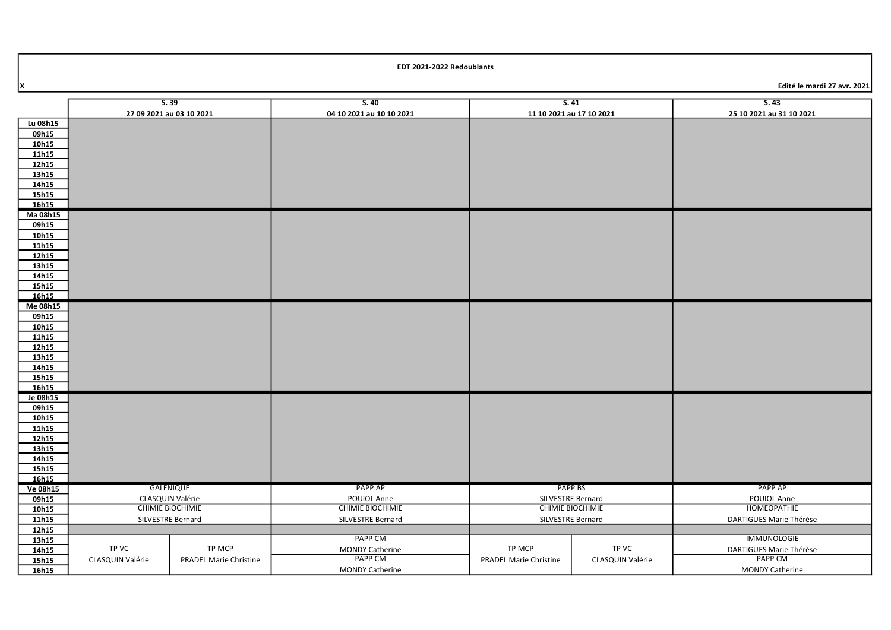**EDT 2021-2022 Redoublants**

X

**Edité le mardi 27 avr. 2021**

| | **S. 39** 27 09 2021 au 03 10 2021 | | **S. 40** 04 10 2021 au 10 10 2021 | **S. 41** 11 10 2021 au 17 10 2021 | | **S. 43** 25 10 2021 au 31 10 2021 |
|---|---|---|---|---|---|---|
| **Lu 08h15** | | | | | | |
| **09h15** | | | | | | |
| **10h15** | | | | | | |
| **11h15** | | | | | | |
| **12h15** | | | | | | |
| **13h15** | | | | | | |
| **14h15** | | | | | | |
| **15h15** | | | | | | |
| **16h15** | | | | | | |
| **Ma 08h15** | | | | | | |
| **09h15** | | | | | | |
| **10h15** | | | | | | |
| **11h15** | | | | | | |
| **12h15** | | | | | | |
| **13h15** | | | | | | |
| **14h15** | | | | | | |
| **15h15** | | | | | | |
| **16h15** | | | | | | |
| **Me 08h15** | | | | | | |
| **09h15** | | | | | | |
| **10h15** | | | | | | |
| **11h15** | | | | | | |
| **12h15** | | | | | | |
| **13h15** | | | | | | |
| **14h15** | | | | | | |
| **15h15** | | | | | | |
| **16h15** | | | | | | |
| **Je 08h15** | | | | | | |
| **09h15** | | | | | | |
| **10h15** | | | | | | |
| **11h15** | | | | | | |
| **12h15** | | | | | | |
| **13h15** | | | | | | |
| **14h15** | | | | | | |
| **15h15** | | | | | | |
| **16h15** | | | | | | |
| **Ve 08h15** | GALENIQUE | | PAPP AP | PAPP BS | | PAPP AP |
| **09h15** | CLASQUIN Valérie | | POUIOL Anne | SILVESTRE Bernard | | POUIOL Anne |
| **10h15** | CHIMIE BIOCHIMIE | | CHIMIE BIOCHIMIE | CHIMIE BIOCHIMIE | | HOMEOPATHIE |
| **11h15** | SILVESTRE Bernard | | SILVESTRE Bernard | SILVESTRE Bernard | | DARTIGUES Marie Thérèse |
| **12h15** | | | | | | |
| **13h15** | | | PAPP CM | | | IMMUNOLOGIE |
| **14h15** | TP VC | TP MCP | MONDY Catherine | TP MCP | TP VC | DARTIGUES Marie Thérèse |
| **15h15** | CLASQUIN Valérie | PRADEL Marie Christine | PAPP CM | PRADEL Marie Christine | CLASQUIN Valérie | PAPP CM |
| **16h15** | | | MONDY Catherine | | | MONDY Catherine |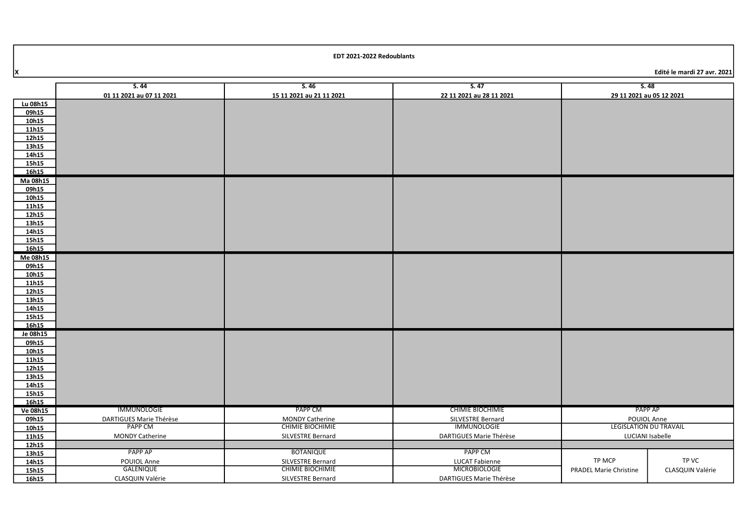**EDT 2021-2022 Redoublants**

X

**Edité le mardi 27 avr. 2021**

| | S. 44<br>01 11 2021 au 07 11 2021 | S. 46<br>15 11 2021 au 21 11 2021 | S. 47<br>22 11 2021 au 28 11 2021 | S. 48<br>29 11 2021 au 05 12 2021 | |
|---|---|---|---|---|---|
| Lu 08h15 | | | | | |
| 09h15 | | | | | |
| 10h15 | | | | | |
| 11h15 | | | | | |
| 12h15 | | | | | |
| 13h15 | | | | | |
| 14h15 | | | | | |
| 15h15 | | | | | |
| 16h15 | | | | | |
| Ma 08h15 | | | | | |
| 09h15 | | | | | |
| 10h15 | | | | | |
| 11h15 | | | | | |
| 12h15 | | | | | |
| 13h15 | | | | | |
| 14h15 | | | | | |
| 15h15 | | | | | |
| 16h15 | | | | | |
| Me 08h15 | | | | | |
| 09h15 | | | | | |
| 10h15 | | | | | |
| 11h15 | | | | | |
| 12h15 | | | | | |
| 13h15 | | | | | |
| 14h15 | | | | | |
| 15h15 | | | | | |
| 16h15 | | | | | |
| Je 08h15 | | | | | |
| 09h15 | | | | | |
| 10h15 | | | | | |
| 11h15 | | | | | |
| 12h15 | | | | | |
| 13h15 | | | | | |
| 14h15 | | | | | |
| 15h15 | | | | | |
| 16h15 | | | | | |
| Ve 08h15 | IMMUNOLOGIE | PAPP CM | CHIMIE BIOCHIMIE | PAPP AP | |
| 09h15 | DARTIGUES Marie Thérèse | MONDY Catherine | SILVESTRE Bernard | POUIOL Anne | |
| 10h15 | PAPP CM | CHIMIE BIOCHIMIE | IMMUNOLOGIE | LEGISLATION DU TRAVAIL | |
| 11h15 | MONDY Catherine | SILVESTRE Bernard | DARTIGUES Marie Thérèse | LUCIANI Isabelle | |
| 12h15 | | | | | |
| 13h15 | PAPP AP | BOTANIQUE | PAPP CM | TP MCP | TP VC |
| 14h15 | POUIOL Anne | SILVESTRE Bernard | LUCAT Fabienne | PRADEL Marie Christine | CLASQUIN Valérie |
| 15h15 | GALENIQUE | CHIMIE BIOCHIMIE | MICROBIOLOGIE | | |
| 16h15 | CLASQUIN Valérie | SILVESTRE Bernard | DARTIGUES Marie Thérèse | | |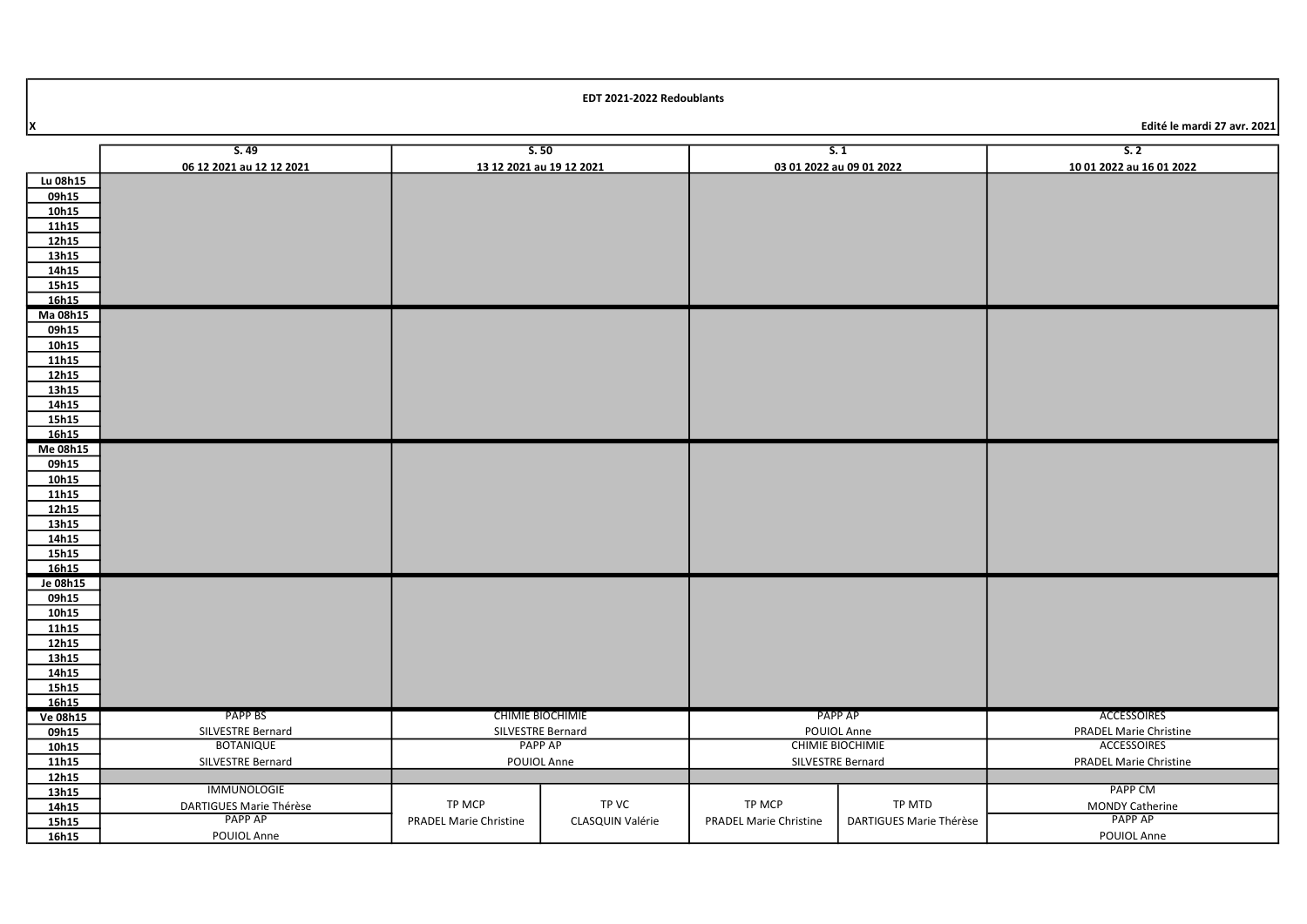**EDT 2021-2022 Redoublants**

X

Edité le mardi 27 avr. 2021

| | S. 49<br>06 12 2021 au 12 12 2021 | | S. 50<br>13 12 2021 au 19 12 2021 | | S. 1<br>03 01 2022 au 09 01 2022 | | S. 2<br>10 01 2022 au 16 01 2022 | |
|---|---|---|---|---|---|---|---|---|
| Lu 08h15 – 16h15 | | | | | | | | |
| Ma 08h15 – 16h15 | | | | | | | | |
| Me 08h15 – 16h15 | | | | | | | | |
| Je 08h15 – 16h15 | | | | | | | | |
| Ve 08h15 | PAPP BS<br>SILVESTRE Bernard | | CHIMIE BIOCHIMIE<br>SILVESTRE Bernard | | PAPP AP<br>POUIOL Anne | | ACCESSOIRES<br>PRADEL Marie Christine | |
| 09h15 | | | | | | | | |
| 10h15 | BOTANIQUE<br>SILVESTRE Bernard | | PAPP AP<br>POUIOL Anne | | CHIMIE BIOCHIMIE<br>SILVESTRE Bernard | | ACCESSOIRES<br>PRADEL Marie Christine | |
| 11h15 | | | | | | | | |
| 12h15 | | | | | | | | |
| 13h15 | IMMUNOLOGIE<br>DARTIGUES Marie Thérèse | | TP MCP<br>PRADEL Marie Christine | TP VC<br>CLASQUIN Valérie | TP MCP<br>PRADEL Marie Christine | TP MTD<br>DARTIGUES Marie Thérèse | PAPP CM<br>MONDY Catherine | |
| 14h15 | | | | | | | | |
| 15h15 | PAPP AP<br>POUIOL Anne | | | | | | PAPP AP<br>POUIOL Anne | |
| 16h15 | | | | | | | | |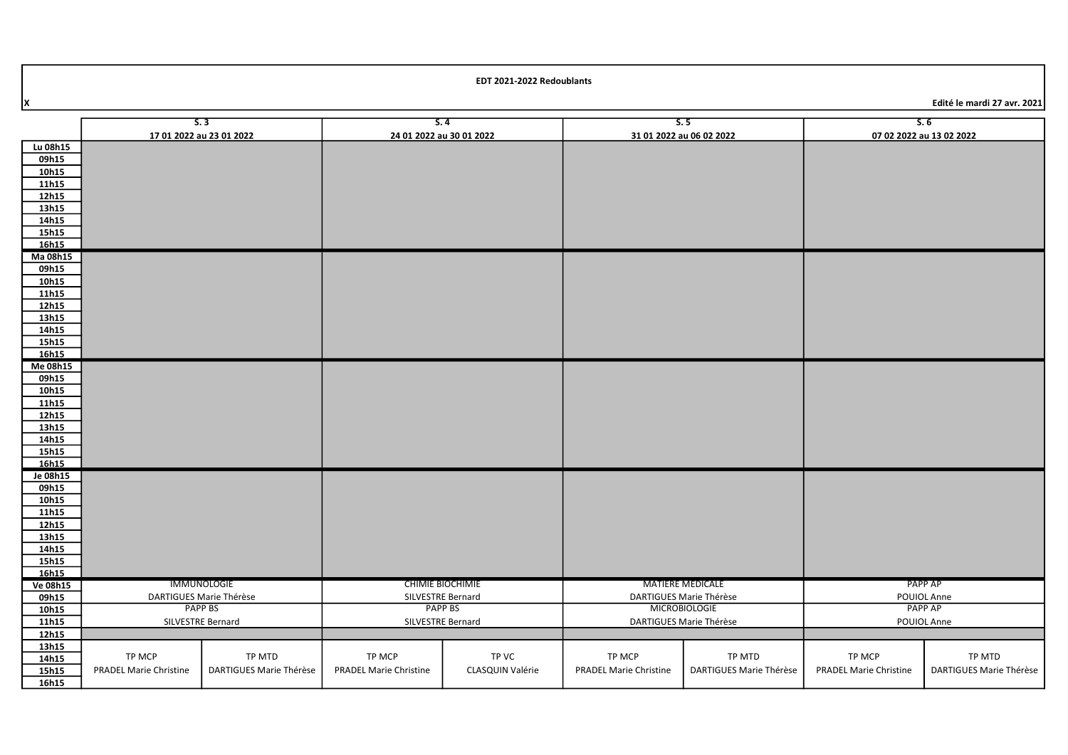**EDT 2021-2022 Redoublants**

X

Edité le mardi 27 avr. 2021

| | S. 3 | | S. 4 | | S. 5 | | S. 6 | |
|---|---|---|---|---|---|---|---|---|
| | 17 01 2022 au 23 01 2022 | | 24 01 2022 au 30 01 2022 | | 31 01 2022 au 06 02 2022 | | 07 02 2022 au 13 02 2022 | |
| Lu 08h15 | | | | | | | | |
| 09h15 | | | | | | | | |
| 10h15 | | | | | | | | |
| 11h15 | | | | | | | | |
| 12h15 | | | | | | | | |
| 13h15 | | | | | | | | |
| 14h15 | | | | | | | | |
| 15h15 | | | | | | | | |
| 16h15 | | | | | | | | |
| Ma 08h15 | | | | | | | | |
| 09h15 | | | | | | | | |
| 10h15 | | | | | | | | |
| 11h15 | | | | | | | | |
| 12h15 | | | | | | | | |
| 13h15 | | | | | | | | |
| 14h15 | | | | | | | | |
| 15h15 | | | | | | | | |
| 16h15 | | | | | | | | |
| Me 08h15 | | | | | | | | |
| 09h15 | | | | | | | | |
| 10h15 | | | | | | | | |
| 11h15 | | | | | | | | |
| 12h15 | | | | | | | | |
| 13h15 | | | | | | | | |
| 14h15 | | | | | | | | |
| 15h15 | | | | | | | | |
| 16h15 | | | | | | | | |
| Je 08h15 | | | | | | | | |
| 09h15 | | | | | | | | |
| 10h15 | | | | | | | | |
| 11h15 | | | | | | | | |
| 12h15 | | | | | | | | |
| 13h15 | | | | | | | | |
| 14h15 | | | | | | | | |
| 15h15 | | | | | | | | |
| 16h15 | | | | | | | | |
| Ve 08h15 | IMMUNOLOGIE | | CHIMIE BIOCHIMIE | | MATIERE MEDICALE | | PAPP AP | |
| 09h15 | DARTIGUES Marie Thérèse | | SILVESTRE Bernard | | DARTIGUES Marie Thérèse | | POUIOL Anne | |
| 10h15 | PAPP BS | | PAPP BS | | MICROBIOLOGIE | | PAPP AP | |
| 11h15 | SILVESTRE Bernard | | SILVESTRE Bernard | | DARTIGUES Marie Thérèse | | POUIOL Anne | |
| 12h15 | | | | | | | | |
| 13h15 | | | | | | | | |
| 14h15 | TP MCP | TP MTD | TP MCP | TP VC | TP MCP | TP MTD | TP MCP | TP MTD |
| 15h15 | PRADEL Marie Christine | DARTIGUES Marie Thérèse | PRADEL Marie Christine | CLASQUIN Valérie | PRADEL Marie Christine | DARTIGUES Marie Thérèse | PRADEL Marie Christine | DARTIGUES Marie Thérèse |
| 16h15 | | | | | | | | |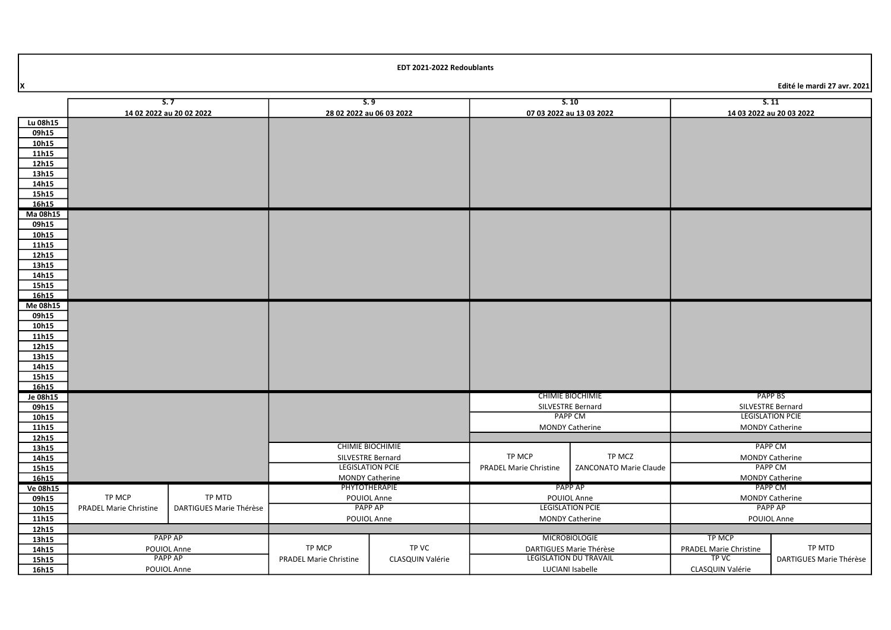**EDT 2021-2022 Redoublants**

X

Edité le mardi 27 avr. 2021

| | S. 7<br>14 02 2022 au 20 02 2022 | | S. 9<br>28 02 2022 au 06 03 2022 | | S. 10<br>07 03 2022 au 13 03 2022 | | S. 11<br>14 03 2022 au 20 03 2022 | |
|---|---|---|---|---|---|---|---|---|
| Lu 08h15 | | | | | | | | |
| 09h15 | | | | | | | | |
| 10h15 | | | | | | | | |
| 11h15 | | | | | | | | |
| 12h15 | | | | | | | | |
| 13h15 | | | | | | | | |
| 14h15 | | | | | | | | |
| 15h15 | | | | | | | | |
| 16h15 | | | | | | | | |
| Ma 08h15 | | | | | | | | |
| 09h15 | | | | | | | | |
| 10h15 | | | | | | | | |
| 11h15 | | | | | | | | |
| 12h15 | | | | | | | | |
| 13h15 | | | | | | | | |
| 14h15 | | | | | | | | |
| 15h15 | | | | | | | | |
| 16h15 | | | | | | | | |
| Me 08h15 | | | | | | | | |
| 09h15 | | | | | | | | |
| 10h15 | | | | | | | | |
| 11h15 | | | | | | | | |
| 12h15 | | | | | | | | |
| 13h15 | | | | | | | | |
| 14h15 | | | | | | | | |
| 15h15 | | | | | | | | |
| 16h15 | | | | | | | | |
| Je 08h15 | | | | | CHIMIE BIOCHIMIE | | PAPP BS | |
| 09h15 | | | | | SILVESTRE Bernard | | SILVESTRE Bernard | |
| 10h15 | | | | | PAPP CM | | LEGISLATION PCIE | |
| 11h15 | | | | | MONDY Catherine | | MONDY Catherine | |
| 12h15 | | | | | | | | |
| 13h15 | | | CHIMIE BIOCHIMIE | | | | PAPP CM | |
| 14h15 | | | SILVESTRE Bernard | | TP MCP | TP MCZ | MONDY Catherine | |
| 15h15 | | | LEGISLATION PCIE | | PRADEL Marie Christine | ZANCONATO Marie Claude | PAPP CM | |
| 16h15 | | | MONDY Catherine | | | | MONDY Catherine | |
| Ve 08h15 | | | PHYTOTHERAPIE | | PAPP AP | | PAPP CM | |
| 09h15 | TP MCP | TP MTD | POUIOL Anne | | POUIOL Anne | | MONDY Catherine | |
| 10h15 | PRADEL Marie Christine | DARTIGUES Marie Thérèse | PAPP AP | | LEGISLATION PCIE | | PAPP AP | |
| 11h15 | | | POUIOL Anne | | MONDY Catherine | | POUIOL Anne | |
| 12h15 | | | | | | | | |
| 13h15 | PAPP AP | | | | MICROBIOLOGIE | | TP MCP | |
| 14h15 | POUIOL Anne | | TP MCP | TP VC | DARTIGUES Marie Thérèse | | PRADEL Marie Christine | TP MTD |
| 15h15 | PAPP AP | | PRADEL Marie Christine | CLASQUIN Valérie | LEGISLATION DU TRAVAIL | | TP VC | DARTIGUES Marie Thérèse |
| 16h15 | POUIOL Anne | | | | LUCIANI Isabelle | | CLASQUIN Valérie | |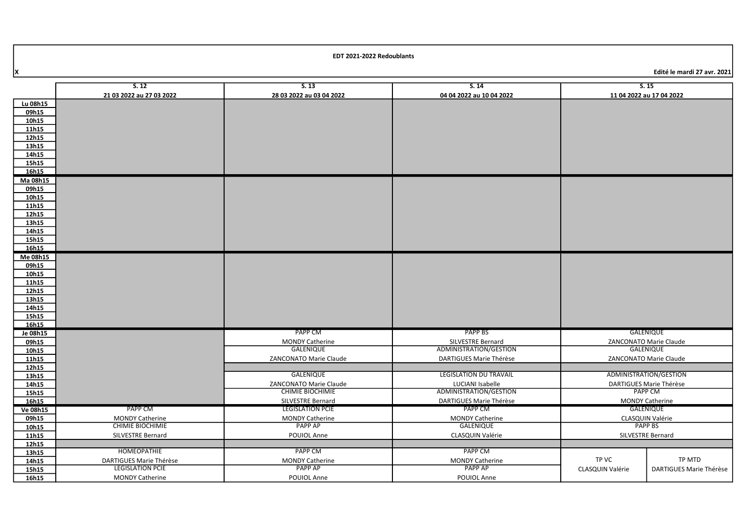**EDT 2021-2022 Redoublants**

X

Edité le mardi 27 avr. 2021

| | S. 12<br>21 03 2022 au 27 03 2022 | S. 13<br>28 03 2022 au 03 04 2022 | S. 14<br>04 04 2022 au 10 04 2022 | S. 15<br>11 04 2022 au 17 04 2022 | |
|---|---|---|---|---|---|
| Lu 08h15 | | | | | |
| 09h15 | | | | | |
| 10h15 | | | | | |
| 11h15 | | | | | |
| 12h15 | | | | | |
| 13h15 | | | | | |
| 14h15 | | | | | |
| 15h15 | | | | | |
| 16h15 | | | | | |
| Ma 08h15 | | | | | |
| 09h15 | | | | | |
| 10h15 | | | | | |
| 11h15 | | | | | |
| 12h15 | | | | | |
| 13h15 | | | | | |
| 14h15 | | | | | |
| 15h15 | | | | | |
| 16h15 | | | | | |
| Me 08h15 | | | | | |
| 09h15 | | | | | |
| 10h15 | | | | | |
| 11h15 | | | | | |
| 12h15 | | | | | |
| 13h15 | | | | | |
| 14h15 | | | | | |
| 15h15 | | | | | |
| 16h15 | | | | | |
| Je 08h15 | | PAPP CM | PAPP BS | GALENIQUE | |
| 09h15 | | MONDY Catherine | SILVESTRE Bernard | ZANCONATO Marie Claude | |
| 10h15 | | GALENIQUE | ADMINISTRATION/GESTION | GALENIQUE | |
| 11h15 | | ZANCONATO Marie Claude | DARTIGUES Marie Thérèse | ZANCONATO Marie Claude | |
| 12h15 | | | | | |
| 13h15 | | GALENIQUE | LEGISLATION DU TRAVAIL | ADMINISTRATION/GESTION | |
| 14h15 | | ZANCONATO Marie Claude | LUCIANI Isabelle | DARTIGUES Marie Thérèse | |
| 15h15 | | CHIMIE BIOCHIMIE | ADMINISTRATION/GESTION | PAPP CM | |
| 16h15 | | SILVESTRE Bernard | DARTIGUES Marie Thérèse | MONDY Catherine | |
| Ve 08h15 | PAPP CM | LEGISLATION PCIE | PAPP CM | GALENIQUE | |
| 09h15 | MONDY Catherine | MONDY Catherine | MONDY Catherine | CLASQUIN Valérie | |
| 10h15 | CHIMIE BIOCHIMIE | PAPP AP | GALENIQUE | PAPP BS | |
| 11h15 | SILVESTRE Bernard | POUIOL Anne | CLASQUIN Valérie | SILVESTRE Bernard | |
| 12h15 | | | | | |
| 13h15 | HOMEOPATHIE | PAPP CM | PAPP CM | TP VC | TP MTD |
| 14h15 | DARTIGUES Marie Thérèse | MONDY Catherine | MONDY Catherine | CLASQUIN Valérie | DARTIGUES Marie Thérèse |
| 15h15 | LEGISLATION PCIE | PAPP AP | PAPP AP | | |
| 16h15 | MONDY Catherine | POUIOL Anne | POUIOL Anne | | |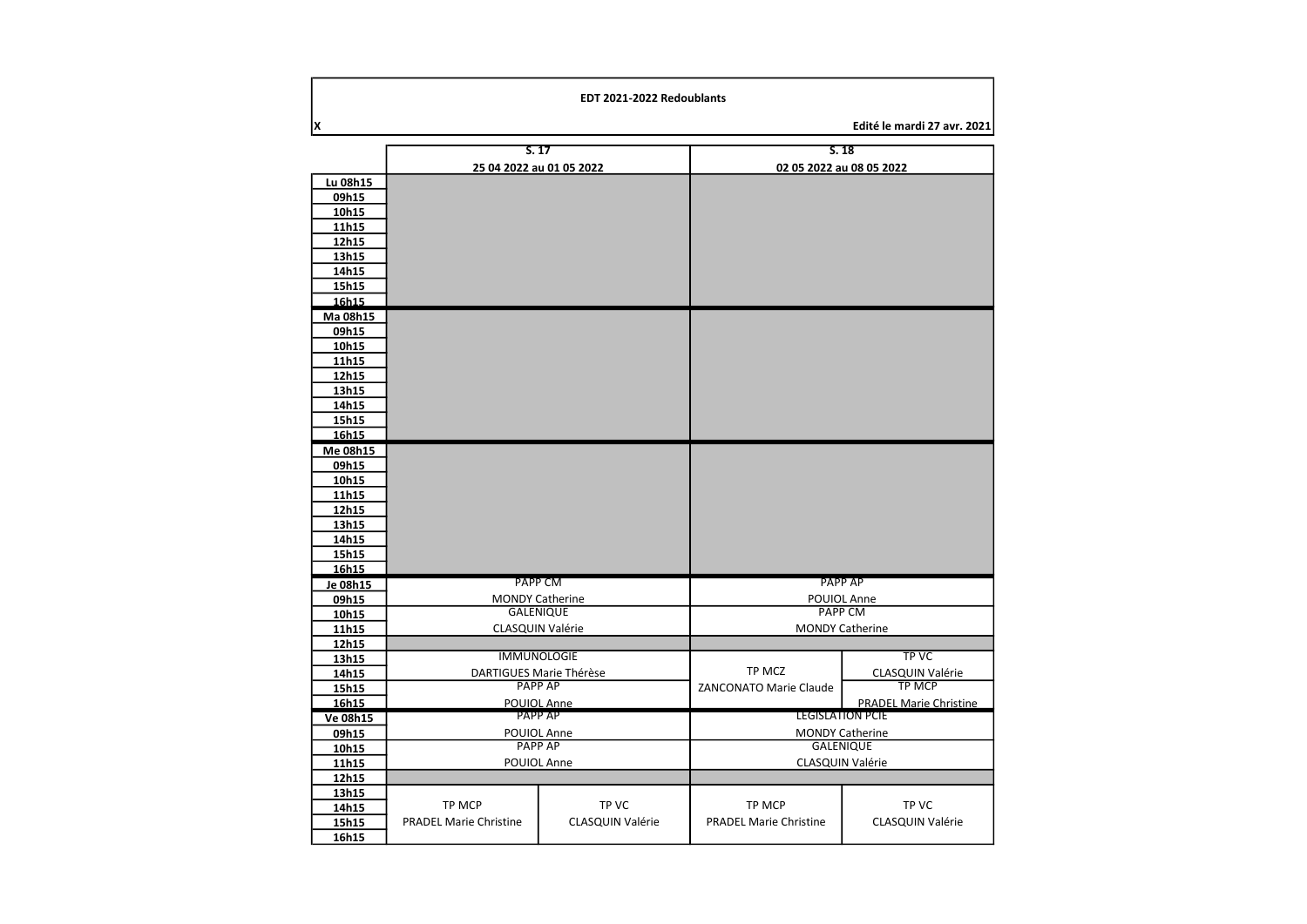**EDT 2021-2022 Redoublants**

X

Edité le mardi 27 avr. 2021

| | S. 17 | | S. 18 | |
|---|---|---|---|---|
| | 25 04 2022 au 01 05 2022 | | 02 05 2022 au 08 05 2022 | |
| Lu 08h15 | | | | |
| 09h15 | | | | |
| 10h15 | | | | |
| 11h15 | | | | |
| 12h15 | | | | |
| 13h15 | | | | |
| 14h15 | | | | |
| 15h15 | | | | |
| 16h15 | | | | |
| Ma 08h15 | | | | |
| 09h15 | | | | |
| 10h15 | | | | |
| 11h15 | | | | |
| 12h15 | | | | |
| 13h15 | | | | |
| 14h15 | | | | |
| 15h15 | | | | |
| 16h15 | | | | |
| Me 08h15 | | | | |
| 09h15 | | | | |
| 10h15 | | | | |
| 11h15 | | | | |
| 12h15 | | | | |
| 13h15 | | | | |
| 14h15 | | | | |
| 15h15 | | | | |
| 16h15 | | | | |
| Je 08h15 | PAPP CM | | PAPP AP | |
| 09h15 | MONDY Catherine | | POUIOL Anne | |
| 10h15 | GALENIQUE | | PAPP CM | |
| 11h15 | CLASQUIN Valérie | | MONDY Catherine | |
| 12h15 | | | | |
| 13h15 | IMMUNOLOGIE | | | TP VC |
| 14h15 | DARTIGUES Marie Thérèse | | TP MCZ | CLASQUIN Valérie |
| 15h15 | PAPP AP | | ZANCONATO Marie Claude | TP MCP |
| 16h15 | POUIOL Anne | | | PRADEL Marie Christine |
| Ve 08h15 | PAPP AP | | LEGISLATION PCIE | |
| 09h15 | POUIOL Anne | | MONDY Catherine | |
| 10h15 | PAPP AP | | GALENIQUE | |
| 11h15 | POUIOL Anne | | CLASQUIN Valérie | |
| 12h15 | | | | |
| 13h15 | | | | |
| 14h15 | TP MCP | TP VC | TP MCP | TP VC |
| 15h15 | PRADEL Marie Christine | CLASQUIN Valérie | PRADEL Marie Christine | CLASQUIN Valérie |
| 16h15 | | | | |